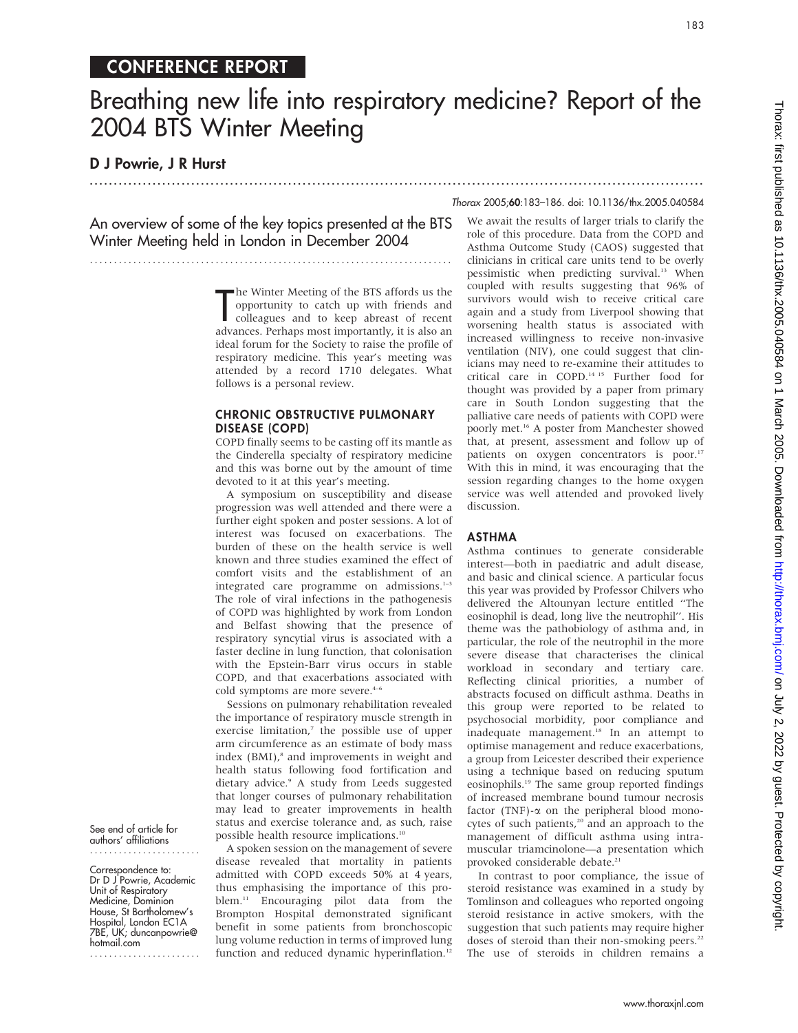CONFERENCE REPORT

# Breathing new life into respiratory medicine? Report of the 2004 BTS Winter Meeting

**D J Powrie, J R Hurst**

*Thorax* 2005;**60**:183–186. doi: 10.1136/thx.2005.040584

An overview of some of the key topics presented at the BTS Winter Meeting held in London in December 2004

See end of article for authors' affiliations

Correspondence to: Dr D J Powrie, Academic Unit of Respiratory Medicine, Dominion House, St Bartholomew's Hospital, London EC1A 7BE, UK; duncanpowrie@hotmail.com

The Winter Meeting of the BTS affords us the opportunity to catch up with friends and colleagues and to keep abreast of recent advances. Perhaps most importantly, it is also an ideal forum for the Society to raise the profile of respiratory medicine. This year's meeting was attended by a record 1710 delegates. What follows is a personal review.

## CHRONIC OBSTRUCTIVE PULMONARY DISEASE (COPD)

COPD finally seems to be casting off its mantle as the Cinderella specialty of respiratory medicine and this was borne out by the amount of time devoted to it at this year's meeting.

A symposium on susceptibility and disease progression was well attended and there were a further eight spoken and poster sessions. A lot of interest was focused on exacerbations. The burden of these on the health service is well known and three studies examined the effect of comfort visits and the establishment of an integrated care programme on admissions.[1–3] The role of viral infections in the pathogenesis of COPD was highlighted by work from London and Belfast showing that the presence of respiratory syncytial virus is associated with a faster decline in lung function, that colonisation with the Epstein-Barr virus occurs in stable COPD, and that exacerbations associated with cold symptoms are more severe.[4–6]

Sessions on pulmonary rehabilitation revealed the importance of respiratory muscle strength in exercise limitation,[7] the possible use of upper arm circumference as an estimate of body mass index (BMI),[8] and improvements in weight and health status following food fortification and dietary advice.[9] A study from Leeds suggested that longer courses of pulmonary rehabilitation may lead to greater improvements in health status and exercise tolerance and, as such, raise possible health resource implications.[10]

A spoken session on the management of severe disease revealed that mortality in patients admitted with COPD exceeds 50% at 4 years, thus emphasising the importance of this problem.[11] Encouraging pilot data from the Brompton Hospital demonstrated significant benefit in some patients from bronchoscopic lung volume reduction in terms of improved lung function and reduced dynamic hyperinflation.[12] We await the results of larger trials to clarify the role of this procedure. Data from the COPD and Asthma Outcome Study (CAOS) suggested that clinicians in critical care units tend to be overly pessimistic when predicting survival.[13] When coupled with results suggesting that 96% of survivors would wish to receive critical care again and a study from Liverpool showing that worsening health status is associated with increased willingness to receive non-invasive ventilation (NIV), one could suggest that clinicians may need to re-examine their attitudes to critical care in COPD.[14 15] Further food for thought was provided by a paper from primary care in South London suggesting that the palliative care needs of patients with COPD were poorly met.[16] A poster from Manchester showed that, at present, assessment and follow up of patients on oxygen concentrators is poor.[17] With this in mind, it was encouraging that the session regarding changes to the home oxygen service was well attended and provoked lively discussion.

## ASTHMA

Asthma continues to generate considerable interest—both in paediatric and adult disease, and basic and clinical science. A particular focus this year was provided by Professor Chilvers who delivered the Altounyan lecture entitled "The eosinophil is dead, long live the neutrophil". His theme was the pathobiology of asthma and, in particular, the role of the neutrophil in the more severe disease that characterises the clinical workload in secondary and tertiary care. Reflecting clinical priorities, a number of abstracts focused on difficult asthma. Deaths in this group were reported to be related to psychosocial morbidity, poor compliance and inadequate management.[18] In an attempt to optimise management and reduce exacerbations, a group from Leicester described their experience using a technique based on reducing sputum eosinophils.[19] The same group reported findings of increased membrane bound tumour necrosis factor (TNF)-$\alpha$ on the peripheral blood monocytes of such patients,[20] and an approach to the management of difficult asthma using intramuscular triamcinolone—a presentation which provoked considerable debate.[21]

In contrast to poor compliance, the issue of steroid resistance was examined in a study by Tomlinson and colleagues who reported ongoing steroid resistance in active smokers, with the suggestion that such patients may require higher doses of steroid than their non-smoking peers.[22] The use of steroids in children remains a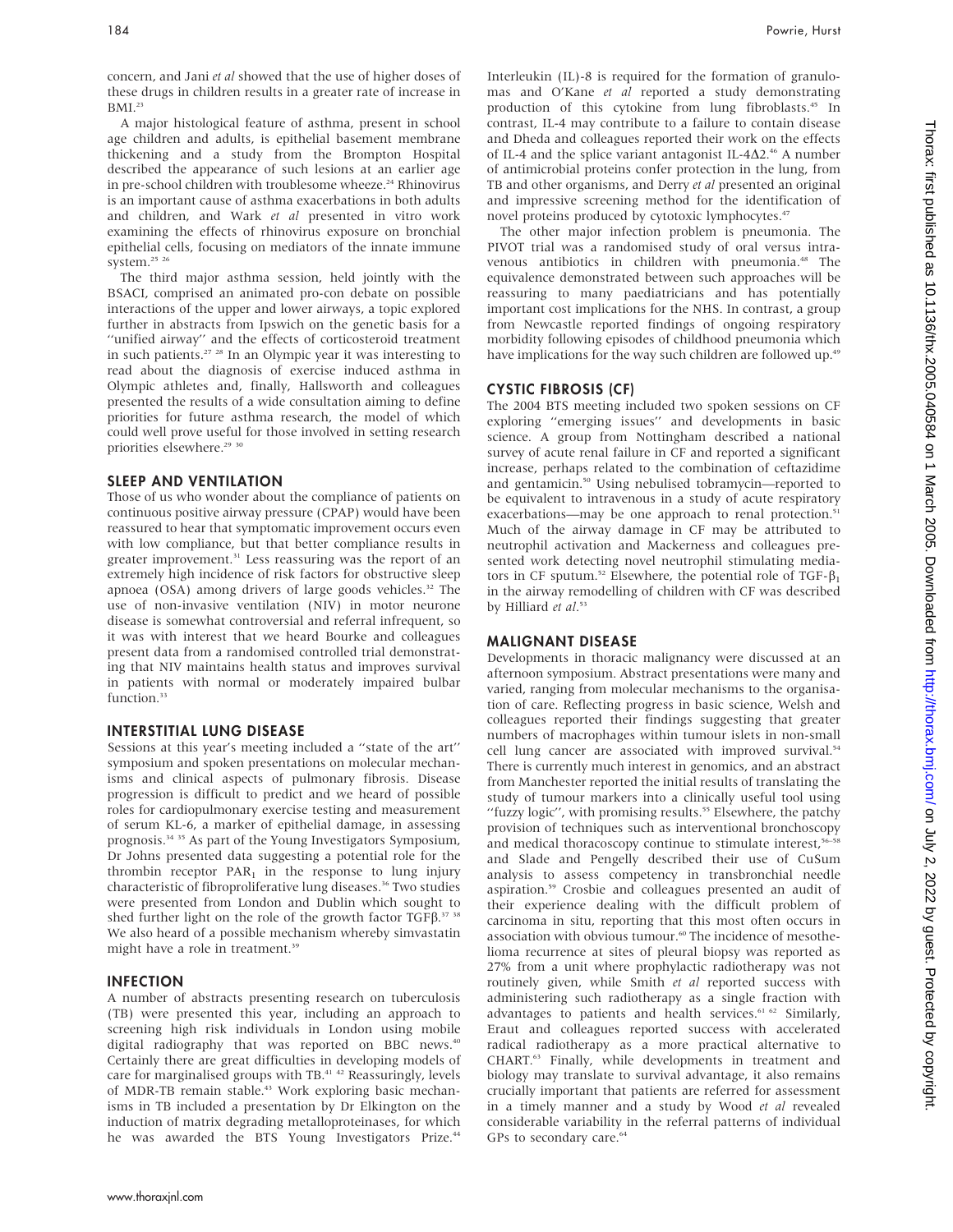concern, and Jani *et al* showed that the use of higher doses of these drugs in children results in a greater rate of increase in BMI.[23]

A major histological feature of asthma, present in school age children and adults, is epithelial basement membrane thickening and a study from the Brompton Hospital described the appearance of such lesions at an earlier age in pre-school children with troublesome wheeze.[24] Rhinovirus is an important cause of asthma exacerbations in both adults and children, and Wark *et al* presented in vitro work examining the effects of rhinovirus exposure on bronchial epithelial cells, focusing on mediators of the innate immune system.[25 26]

The third major asthma session, held jointly with the BSACI, comprised an animated pro-con debate on possible interactions of the upper and lower airways, a topic explored further in abstracts from Ipswich on the genetic basis for a "unified airway" and the effects of corticosteroid treatment in such patients.[27 28] In an Olympic year it was interesting to read about the diagnosis of exercise induced asthma in Olympic athletes and, finally, Hallsworth and colleagues presented the results of a wide consultation aiming to define priorities for future asthma research, the model of which could well prove useful for those involved in setting research priorities elsewhere.[29 30]

## SLEEP AND VENTILATION

Those of us who wonder about the compliance of patients on continuous positive airway pressure (CPAP) would have been reassured to hear that symptomatic improvement occurs even with low compliance, but that better compliance results in greater improvement.[31] Less reassuring was the report of an extremely high incidence of risk factors for obstructive sleep apnoea (OSA) among drivers of large goods vehicles.[32] The use of non-invasive ventilation (NIV) in motor neurone disease is somewhat controversial and referral infrequent, so it was with interest that we heard Bourke and colleagues present data from a randomised controlled trial demonstrating that NIV maintains health status and improves survival in patients with normal or moderately impaired bulbar function.[33]

## INTERSTITIAL LUNG DISEASE

Sessions at this year's meeting included a "state of the art" symposium and spoken presentations on molecular mechanisms and clinical aspects of pulmonary fibrosis. Disease progression is difficult to predict and we heard of possible roles for cardiopulmonary exercise testing and measurement of serum KL-6, a marker of epithelial damage, in assessing prognosis.[34 35] As part of the Young Investigators Symposium, Dr Johns presented data suggesting a potential role for the thrombin receptor $PAR_1$ in the response to lung injury characteristic of fibroproliferative lung diseases.[36] Two studies were presented from London and Dublin which sought to shed further light on the role of the growth factor TGF$\beta$.[37 38] We also heard of a possible mechanism whereby simvastatin might have a role in treatment.[39]

## INFECTION

A number of abstracts presenting research on tuberculosis (TB) were presented this year, including an approach to screening high risk individuals in London using mobile digital radiography that was reported on BBC news.[40] Certainly there are great difficulties in developing models of care for marginalised groups with TB.[41 42] Reassuringly, levels of MDR-TB remain stable.[43] Work exploring basic mechanisms in TB included a presentation by Dr Elkington on the induction of matrix degrading metalloproteinases, for which he was awarded the BTS Young Investigators Prize.[44] Interleukin (IL)-8 is required for the formation of granulomas and O'Kane *et al* reported a study demonstrating production of this cytokine from lung fibroblasts.[45] In contrast, IL-4 may contribute to a failure to contain disease and Dheda and colleagues reported their work on the effects of IL-4 and the splice variant antagonist IL-4$\Delta$2.[46] A number of antimicrobial proteins confer protection in the lung, from TB and other organisms, and Derry *et al* presented an original and impressive screening method for the identification of novel proteins produced by cytotoxic lymphocytes.[47]

The other major infection problem is pneumonia. The PIVOT trial was a randomised study of oral versus intravenous antibiotics in children with pneumonia.[48] The equivalence demonstrated between such approaches will be reassuring to many paediatricians and has potentially important cost implications for the NHS. In contrast, a group from Newcastle reported findings of ongoing respiratory morbidity following episodes of childhood pneumonia which have implications for the way such children are followed up.[49]

## CYSTIC FIBROSIS (CF)

The 2004 BTS meeting included two spoken sessions on CF exploring "emerging issues" and developments in basic science. A group from Nottingham described a national survey of acute renal failure in CF and reported a significant increase, perhaps related to the combination of ceftazidime and gentamicin.[50] Using nebulised tobramycin—reported to be equivalent to intravenous in a study of acute respiratory exacerbations—may be one approach to renal protection.[51] Much of the airway damage in CF may be attributed to neutrophil activation and Mackerness and colleagues presented work detecting novel neutrophil stimulating mediators in CF sputum.[52] Elsewhere, the potential role of TGF-$\beta_1$ in the airway remodelling of children with CF was described by Hilliard *et al*.[53]

## MALIGNANT DISEASE

Developments in thoracic malignancy were discussed at an afternoon symposium. Abstract presentations were many and varied, ranging from molecular mechanisms to the organisation of care. Reflecting progress in basic science, Welsh and colleagues reported their findings suggesting that greater numbers of macrophages within tumour islets in non-small cell lung cancer are associated with improved survival.[54] There is currently much interest in genomics, and an abstract from Manchester reported the initial results of translating the study of tumour markers into a clinically useful tool using "fuzzy logic", with promising results.[55] Elsewhere, the patchy provision of techniques such as interventional bronchoscopy and medical thoracoscopy continue to stimulate interest,[56–58] and Slade and Pengelly described their use of CuSum analysis to assess competency in transbronchial needle aspiration.[59] Crosbie and colleagues presented an audit of their experience dealing with the difficult problem of carcinoma in situ, reporting that this most often occurs in association with obvious tumour.[60] The incidence of mesothelioma recurrence at sites of pleural biopsy was reported as 27% from a unit where prophylactic radiotherapy was not routinely given, while Smith *et al* reported success with administering such radiotherapy as a single fraction with advantages to patients and health services.[61 62] Similarly, Eraut and colleagues reported success with accelerated radical radiotherapy as a more practical alternative to CHART.[63] Finally, while developments in treatment and biology may translate to survival advantage, it also remains crucially important that patients are referred for assessment in a timely manner and a study by Wood *et al* revealed considerable variability in the referral patterns of individual GPs to secondary care.[64]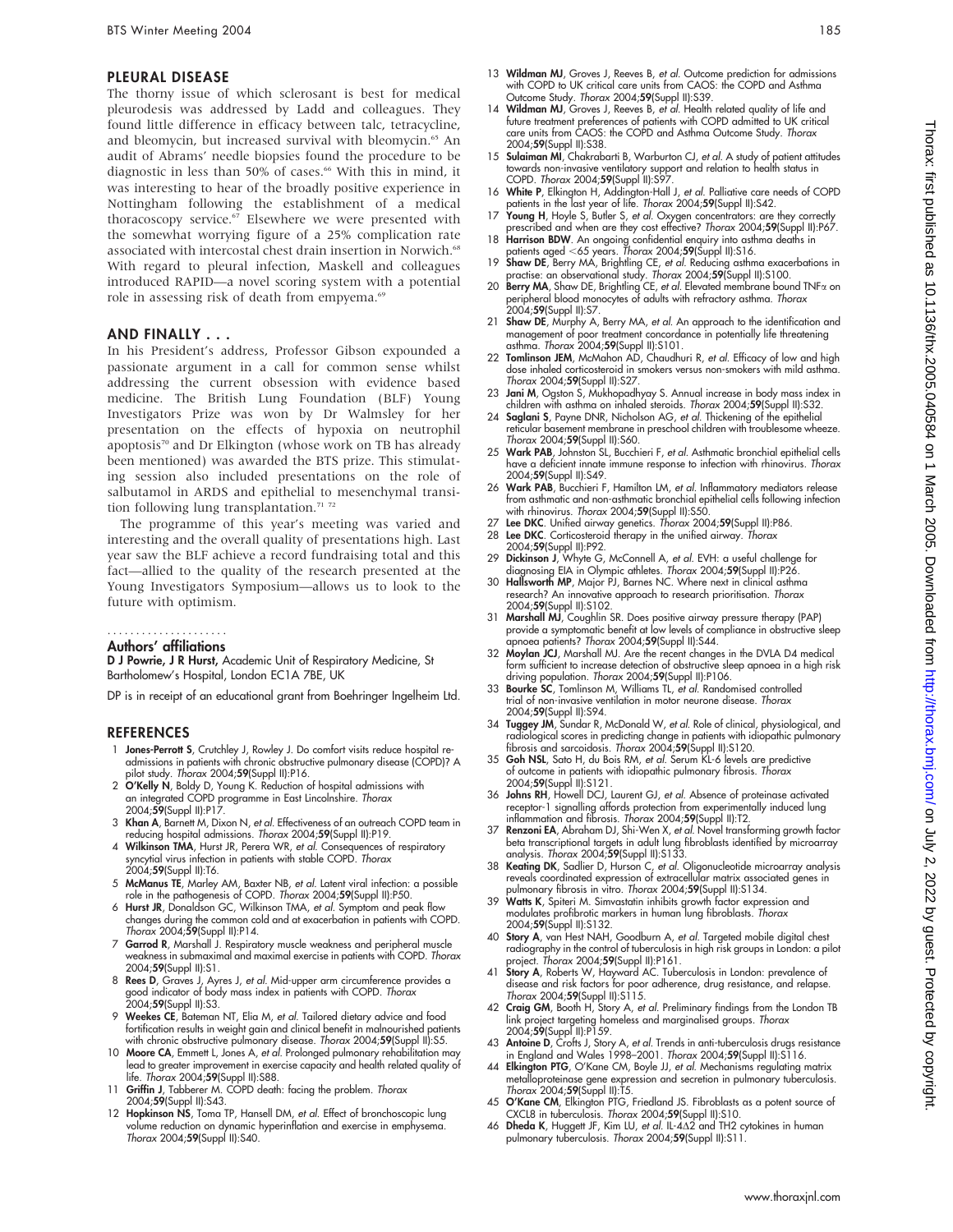## PLEURAL DISEASE

The thorny issue of which sclerosant is best for medical pleurodesis was addressed by Ladd and colleagues. They found little difference in efficacy between talc, tetracycline, and bleomycin, but increased survival with bleomycin.[65] An audit of Abrams' needle biopsies found the procedure to be diagnostic in less than 50% of cases.[66] With this in mind, it was interesting to hear of the broadly positive experience in Nottingham following the establishment of a medical thoracoscopy service.[67] Elsewhere we were presented with the somewhat worrying figure of a 25% complication rate associated with intercostal chest drain insertion in Norwich.[68] With regard to pleural infection, Maskell and colleagues introduced RAPID—a novel scoring system with a potential role in assessing risk of death from empyema.[69]

## AND FINALLY . . .

In his President's address, Professor Gibson expounded a passionate argument in a call for common sense whilst addressing the current obsession with evidence based medicine. The British Lung Foundation (BLF) Young Investigators Prize was won by Dr Walmsley for her presentation on the effects of hypoxia on neutrophil apoptosis[70] and Dr Elkington (whose work on TB has already been mentioned) was awarded the BTS prize. This stimulating session also included presentations on the role of salbutamol in ARDS and epithelial to mesenchymal transition following lung transplantation.[71 72]

The programme of this year's meeting was varied and interesting and the overall quality of presentations high. Last year saw the BLF achieve a record fundraising total and this fact—allied to the quality of the research presented at the Young Investigators Symposium—allows us to look to the future with optimism.

### Authors' affiliations

**D J Powrie, J R Hurst,** Academic Unit of Respiratory Medicine, St Bartholomew's Hospital, London EC1A 7BE, UK

DP is in receipt of an educational grant from Boehringer Ingelheim Ltd.

## REFERENCES

1. **Jones-Perrott S**, Crutchley J, Rowley J. Do comfort visits reduce hospital re-admissions in patients with chronic obstructive pulmonary disease (COPD)? A pilot study. *Thorax* 2004;**59**(Suppl II):P16.
2. **O'Kelly N**, Boldy D, Young K. Reduction of hospital admissions with an integrated COPD programme in East Lincolnshire. *Thorax* 2004;**59**(Suppl II):P17.
3. **Khan A**, Barnett M, Dixon N, *et al*. Effectiveness of an outreach COPD team in reducing hospital admissions. *Thorax* 2004;**59**(Suppl II):P19.
4. **Wilkinson TMA**, Hurst JR, Perera WR, *et al*. Consequences of respiratory syncytial virus infection in patients with stable COPD. *Thorax* 2004;**59**(Suppl II):T6.
5. **McManus TE**, Marley AM, Baxter NB, *et al*. Latent viral infection: a possible role in the pathogenesis of COPD. *Thorax* 2004;**59**(Suppl II):P50.
6. **Hurst JR**, Donaldson GC, Wilkinson TMA, *et al*. Symptom and peak flow changes during the common cold and at exacerbation in patients with COPD. *Thorax* 2004;**59**(Suppl II):P14.
7. **Garrod R**, Marshall J. Respiratory muscle weakness and peripheral muscle weakness in submaximal and maximal exercise in patients with COPD. *Thorax* 2004;**59**(Suppl II):S1.
8. **Rees D**, Graves J, Ayres J, *et al*. Mid-upper arm circumference provides a good indicator of body mass index in patients with COPD. *Thorax* 2004;**59**(Suppl II):S3.
9. **Weekes CE**, Bateman NT, Elia M, *et al*. Tailored dietary advice and food fortification results in weight gain and clinical benefit in malnourished patients with chronic obstructive pulmonary disease. *Thorax* 2004;**59**(Suppl II):S5.
10. **Moore CA**, Emmett L, Jones A, *et al*. Prolonged pulmonary rehabilitation may lead to greater improvement in exercise capacity and health related quality of life. *Thorax* 2004;**59**(Suppl II):S88.
11. **Griffin J**, Tabberer M. COPD death: facing the problem. *Thorax* 2004;**59**(Suppl II):S43.
12. **Hopkinson NS**, Toma TP, Hansell DM, *et al*. Effect of bronchoscopic lung volume reduction on dynamic hyperinflation and exercise in emphysema. *Thorax* 2004;**59**(Suppl II):S40.
13. **Wildman MJ**, Groves J, Reeves B, *et al*. Outcome prediction for admissions with COPD to UK critical care units from CAOS: the COPD and Asthma Outcome Study. *Thorax* 2004;**59**(Suppl II):S39.
14. **Wildman MJ**, Groves J, Reeves B, *et al*. Health related quality of life and future treatment preferences of patients with COPD admitted to UK critical care units from CAOS: the COPD and Asthma Outcome Study. *Thorax* 2004;**59**(Suppl II):S38.
15. **Sulaiman MI**, Chakrabarti B, Warburton CJ, *et al*. A study of patient attitudes towards non-invasive ventilatory support and relation to health status in COPD. *Thorax* 2004;**59**(Suppl II):S97.
16. **White P**, Elkington H, Addington-Hall J, *et al*. Palliative care needs of COPD patients in the last year of life. *Thorax* 2004;**59**(Suppl II):S42.
17. **Young H**, Hoyle S, Butler S, *et al*. Oxygen concentrators: are they correctly prescribed and when are they cost effective? *Thorax* 2004;**59**(Suppl II):P67.
18. **Harrison BDW**. An ongoing confidential enquiry into asthma deaths in patients aged <65 years. *Thorax* 2004;**59**(Suppl II):S16.
19. **Shaw DE**, Berry MA, Brightling CE, *et al*. Reducing asthma exacerbations in practise: an observational study. *Thorax* 2004;**59**(Suppl II):S100.
20. **Berry MA**, Shaw DE, Brightling CE, *et al*. Elevated membrane bound TNFα on peripheral blood monocytes of adults with refractory asthma. *Thorax* 2004;**59**(Suppl II):S7.
21. **Shaw DE**, Murphy A, Berry MA, *et al*. An approach to the identification and management of poor treatment concordance in potentially life threatening asthma. *Thorax* 2004;**59**(Suppl II):S101.
22. **Tomlinson JEM**, McMahon AD, Chaudhuri R, *et al*. Efficacy of low and high dose inhaled corticosteroid in smokers versus non-smokers with mild asthma. *Thorax* 2004;**59**(Suppl II):S27.
23. **Jani M**, Ogston S, Mukhopadhyay S. Annual increase in body mass index in children with asthma on inhaled steroids. *Thorax* 2004;**59**(Suppl II):S32.
24. **Saglani S**, Payne DNR, Nicholson AG, *et al*. Thickening of the epithelial reticular basement membrane in preschool children with troublesome wheeze. *Thorax* 2004;**59**(Suppl II):S60.
25. **Wark PAB**, Johnston SL, Bucchieri F, *et al*. Asthmatic bronchial epithelial cells have a deficient innate immune response to infection with rhinovirus. *Thorax* 2004;**59**(Suppl II):S49.
26. **Wark PAB**, Bucchieri F, Hamilton LM, *et al*. Inflammatory mediators release from asthmatic and non-asthmatic bronchial epithelial cells following infection with rhinovirus. *Thorax* 2004;**59**(Suppl II):S50.
27. **Lee DKC**. Unified airway genetics. *Thorax* 2004;**59**(Suppl II):P86.
28. **Lee DKC**. Corticosteroid therapy in the unified airway. *Thorax* 2004;**59**(Suppl II):P92.
29. **Dickinson J**, Whyte G, McConnell A, *et al*. EVH: a useful challenge for diagnosing EIA in Olympic athletes. *Thorax* 2004;**59**(Suppl II):P26.
30. **Hallsworth MP**, Major PJ, Barnes NC. Where next in clinical asthma research? An innovative approach to research prioritisation. *Thorax* 2004;**59**(Suppl II):S102.
31. **Marshall MJ**, Coughlin SR. Does positive airway pressure therapy (PAP) provide a symptomatic benefit at low levels of compliance in obstructive sleep apnoea patients? *Thorax* 2004;**59**(Suppl II):S44.
32. **Moylan JCJ**, Marshall MJ. Are the recent changes in the DVLA D4 medical form sufficient to increase detection of obstructive sleep apnoea in a high risk driving population. *Thorax* 2004;**59**(Suppl II):P106.
33. **Bourke SC**, Tomlinson M, Williams TL, *et al*. Randomised controlled trial of non-invasive ventilation in motor neurone disease. *Thorax* 2004;**59**(Suppl II):S94.
34. **Tuggey JM**, Sundar R, McDonald W, *et al*. Role of clinical, physiological, and radiological scores in predicting change in patients with idiopathic pulmonary fibrosis and sarcoidosis. *Thorax* 2004;**59**(Suppl II):S120.
35. **Goh NSL**, Sato H, du Bois RM, *et al*. Serum KL-6 levels are predictive of outcome in patients with idiopathic pulmonary fibrosis. *Thorax* 2004;**59**(Suppl II):S121.
36. **Johns RH**, Howell DCJ, Laurent GJ, *et al*. Absence of proteinase activated receptor-1 signalling affords protection from experimentally induced lung inflammation and fibrosis. *Thorax* 2004;**59**(Suppl II):T2.
37. **Renzoni EA**, Abraham DJ, Shi-Wen X, *et al*. Novel transforming growth factor beta transcriptional targets in adult lung fibroblasts identified by microarray analysis. *Thorax* 2004;**59**(Suppl II):S133.
38. **Keating DK**, Sadlier D, Hurson C, *et al*. Oligonucleotide microarray analysis reveals coordinated expression of extracellular matrix associated genes in pulmonary fibrosis in vitro. *Thorax* 2004;**59**(Suppl II):S134.
39. **Watts K**, Spiteri M. Simvastatin inhibits growth factor expression and modulates profibrotic markers in human lung fibroblasts. *Thorax* 2004;**59**(Suppl II):S132.
40. **Story A**, van Hest NAH, Goodburn A, *et al*. Targeted mobile digital chest radiography in the control of tuberculosis in high risk groups in London: a pilot project. *Thorax* 2004;**59**(Suppl II):P161.
41. **Story A**, Roberts W, Hayward AC. Tuberculosis in London: prevalence of disease and risk factors for poor adherence, drug resistance, and relapse. *Thorax* 2004;**59**(Suppl II):S115.
42. **Craig GM**, Booth H, Story A, *et al*. Preliminary findings from the London TB link project targeting homeless and marginalised groups. *Thorax* 2004;**59**(Suppl II):P159.
43. **Antoine D**, Crofts J, Story A, *et al*. Trends in anti-tuberculosis drugs resistance in England and Wales 1998–2001. *Thorax* 2004;**59**(Suppl II):S116.
44. **Elkington PTG**, O'Kane CM, Boyle JJ, *et al*. Mechanisms regulating matrix metalloproteinase gene expression and secretion in pulmonary tuberculosis. *Thorax* 2004;**59**(Suppl II):T5.
45. **O'Kane CM**, Elkington PTG, Friedland JS. Fibroblasts as a potent source of CXCL8 in tuberculosis. *Thorax* 2004;**59**(Suppl II):S10.
46. **Dheda K**, Huggett JF, Kim LU, *et al*. IL-4Δ2 and TH2 cytokines in human pulmonary tuberculosis. *Thorax* 2004;**59**(Suppl II):S11.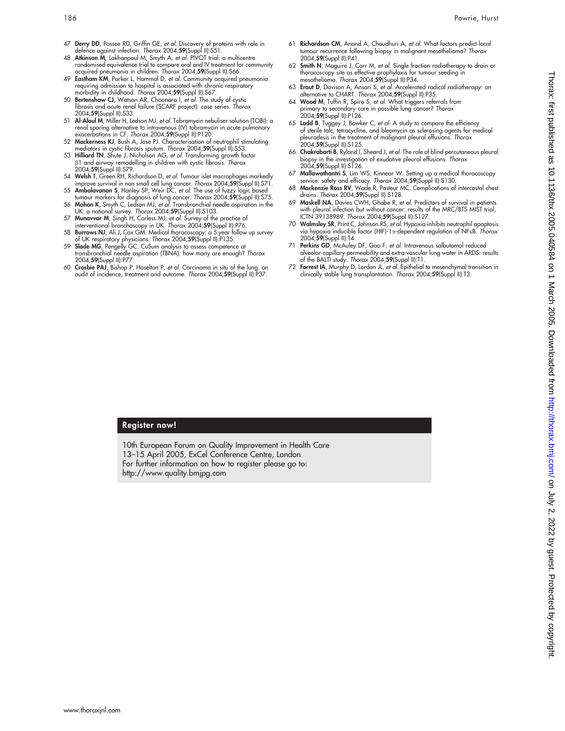47 **Derry DD**, Possee RD, Griffin GE, *et al*. Discovery of proteins with role in defence against infection. *Thorax* 2004;**59**(Suppl II):S51.

48 **Atkinson M**, Lakhanpaul M, Smyth A, *et al*. PIVOT trial: a multicentre randomised equivalence trial to compare oral and IV treatment for community acquired pneumonia in children. *Thorax* 2004;**59**(Suppl II):S66.

49 **Eastham KM**, Parker L, Hammal D, *et al*. Community acquired pneumonia requiring admission to hospital is associated with chronic respiratory morbidity in childhood. *Thorax* 2004;**59**(Suppl II):S67.

50 **Bertenshaw CJ**, Watson AR, Choonara I, *et al*. The study of cystic fibrosis and acute renal failure (SCARF project): case series. *Thorax* 2004;**59**(Suppl II):S33.

51 **Al-Aloul M**, Miller H, Ledson MJ, *et al*. Tobramycin nebuliser solution (TOBI): a renal sparing alternative to intravenous (IV) tobramycin in acute pulmonary exacerbations in CF. *Thorax* 2004;**59**(Suppl II):P120.

52 **Mackerness KJ**, Bush A, Jose PJ. Characterisation of neutrophil stimulating mediators in cystic fibrosis sputum. *Thorax* 2004;**59**(Suppl II):S53.

53 **Hilliard TN**, Shute J, Nicholson AG, *et al*. Transforming growth factor β1 and airway remodelling in children with cystic fibrosis. *Thorax* 2004;**59**(Suppl II):S79.

54 **Welsh T**, Green RH, Richardson D, *et al*. Tumour islet macrophages markedly improve survival in non small cell lung cancer. *Thorax* 2004;**59**(Suppl II):S71.

55 **Ambalavanan S**, Hanley SP, Weir DC, *et al*. The use of fuzzy logic based tumour markers for diagnosis of lung cancer. *Thorax* 2004;**59**(Suppl II):S75.

56 **Mohan K**, Smyth C, Ledson MJ, *et al*. Transbronchial needle aspiration in the UK: a national survey. *Thorax* 2004;**59**(Suppl II):S103.

57 **Munavvar M**, Singh H, Corless MJ, *et al*. Survey of the practice of interventional bronchoscopy in UK. *Thorax* 2004;**59**(Suppl II):P76.

58 **Burrows NJ**, Ali J, Cox GM. Medical thoracoscopy: a 5 year follow up survey of UK respiratory physicians. *Thorax* 2004;**59**(Suppl II):P135.

59 **Slade MG**, Pengelly GC. CuSum analysis to assess competence at transbronchial needle aspiration (TBNA): how many are enough? *Thorax* 2004;**59**(Suppl II):P77.

60 **Crosbie PAJ**, Bishop P, Haselton P, *et al*. Carcinoma in situ of the lung: an audit of incidence, treatment and outcome. *Thorax* 2004;**59**(Suppl II):P37.

61 **Richardson CM**, Anand A, Chaudhuri A, *et al*. What factors predict local tumour recurrence following biopsy in malignant mesothelioma? *Thorax* 2004;**59**(Suppl II):P41.

62 **Smith N**, Maguire J, Carr M, *et al*. Single fraction radiotherapy to drain or thoracoscopy site as effective prophylaxis for tumour seeding in mesothelioma. *Thorax* 2004;**59**(Suppl II):P34.

63 **Eraut D**, Davison A, Ansari S, *et al*. Accelerated radical radiotherapy: an alternative to CHART. *Thorax* 2004;**59**(Suppl II):P35.

64 **Wood M**, Tuffin R, Spiro S, *et al*. What triggers referrals from primary to secondary care in possible lung cancer? *Thorax* 2004;**59**(Suppl II):P126.

65 **Ladd B**, Tuggey J, Bowker C, *et al*. A study to compare the efficiency of sterile talc, tetracycline, and bleomycin as sclerosing agents for medical pleurodesis in the treatment of malignant pleural effusions. *Thorax* 2004;**59**(Suppl II):S125.

66 **Chakrabarti B**, Ryland I, Sheard J, *et al*. The role of blind percutaneous pleural biopsy in the investigation of exudative pleural effusions. *Thorax* 2004;**59**(Suppl II):S126.

67 **Mallawathantri S**, Lim WS, Kinnear W. Setting up a medical thoracoscopy service: safety and efficacy. *Thorax* 2004;**59**(Suppl II):S130.

68 **Mackenzie Ross RV**, Wade R, Pasteur MC. Complications of intercostal chest drains. *Thorax* 2004;**59**(Suppl II):S128.

69 **Maskell NA**, Davies CWH, Ghabe R, *et al*. Predictors of survival in patients with pleural infection but without cancer: results of the MRC/BTS MIST trial, ICTN 39138989. *Thorax* 2004;**59**(Suppl II):S127.

70 **Walmsley SR**, Print C, Johnson RS, *et al*. Hypoxia inhibits neutrophil apoptosis via hypoxia inducible factor (HIF)-1α-dependent regulation of NFκB. *Thorax* 2004;**59**(Suppl II):T4.

71 **Perkins GD**, McAuley DF, Gao F, *et al*. Intravenous salbutamol reduced alveolar-capillary permeability and extra-vascular lung water in ARDS: results of the BALTI study. *Thorax* 2004;**59**(Suppl II):T1.

72 **Forrest IA**, Murphy D, Lordan JL, *et al*. Epithelial to mesenchymal transition in clinically stable lung transplantation. *Thorax* 2004;**59**(Suppl II):T3.

## Register now!

10th European Forum on Quality Improvement in Health Care
13–15 April 2005, ExCel Conference Centre, London
For further information on how to register please go to:
http://www.quality.bmjpg.com